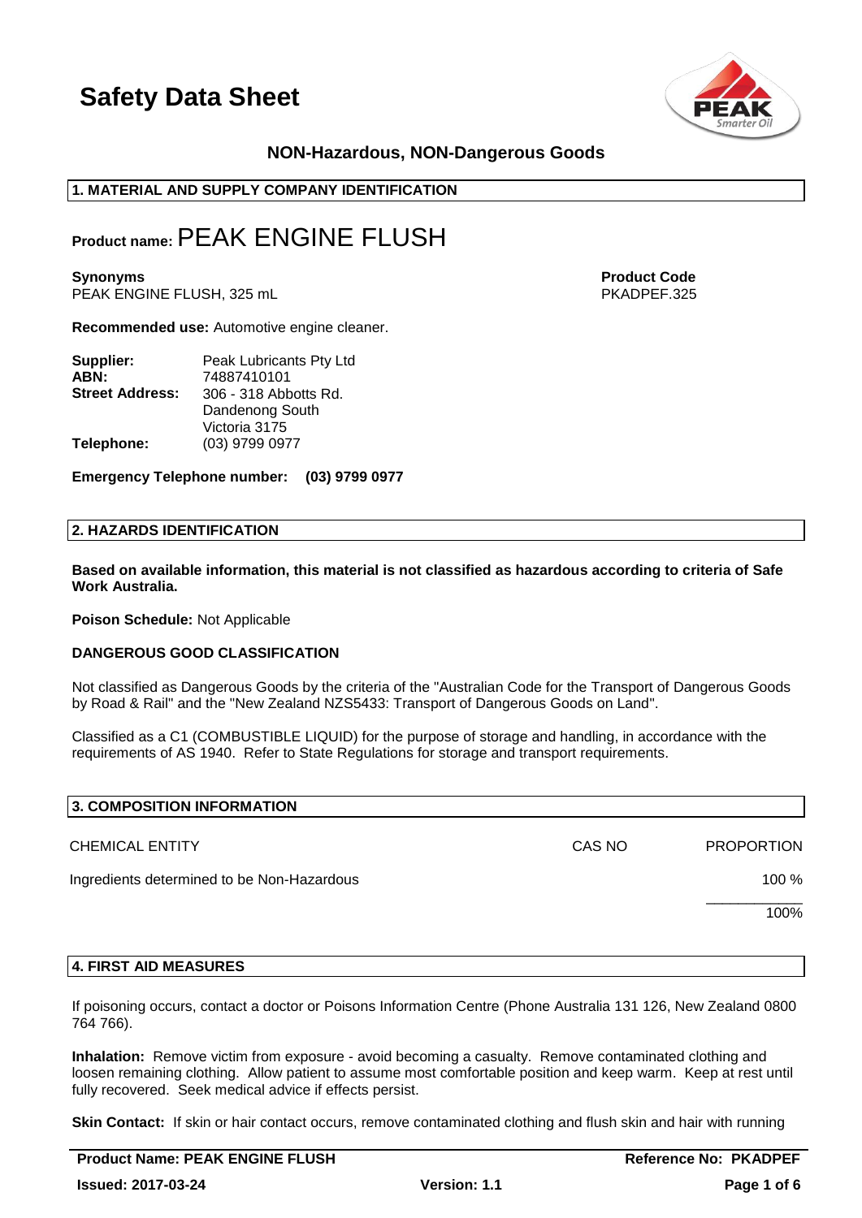# Safety Data Sheet

**NON-Hazardous, NON-Dangerous Goods**

## 1. MATERIAL AND SUPPLY COMPANY IDENTIFICATION

**Product name:** PEAK ENGINE FLUSH

**Synonyms**
PEAK ENGINE FLUSH, 325 mL

**Product Code**
PKADPEF.325

**Recommended use:** Automotive engine cleaner.

| | |
|---|---|
| **Supplier:** | Peak Lubricants Pty Ltd |
| **ABN:** | 74887410101 |
| **Street Address:** | 306 - 318 Abbotts Rd. Dandenong South Victoria 3175 |
| **Telephone:** | (03) 9799 0977 |

**Emergency Telephone number: (03) 9799 0977**

## 2. HAZARDS IDENTIFICATION

**Based on available information, this material is not classified as hazardous according to criteria of Safe Work Australia.**

**Poison Schedule:** Not Applicable

**DANGEROUS GOOD CLASSIFICATION**

Not classified as Dangerous Goods by the criteria of the "Australian Code for the Transport of Dangerous Goods by Road & Rail" and the "New Zealand NZS5433: Transport of Dangerous Goods on Land".

Classified as a C1 (COMBUSTIBLE LIQUID) for the purpose of storage and handling, in accordance with the requirements of AS 1940. Refer to State Regulations for storage and transport requirements.

## 3. COMPOSITION INFORMATION

| CHEMICAL ENTITY | CAS NO | PROPORTION |
|---|---|---|
| Ingredients determined to be Non-Hazardous | | 100 % |
| | | 100% |

## 4. FIRST AID MEASURES

If poisoning occurs, contact a doctor or Poisons Information Centre (Phone Australia 131 126, New Zealand 0800 764 766).

**Inhalation:** Remove victim from exposure - avoid becoming a casualty. Remove contaminated clothing and loosen remaining clothing. Allow patient to assume most comfortable position and keep warm. Keep at rest until fully recovered. Seek medical advice if effects persist.

**Skin Contact:** If skin or hair contact occurs, remove contaminated clothing and flush skin and hair with running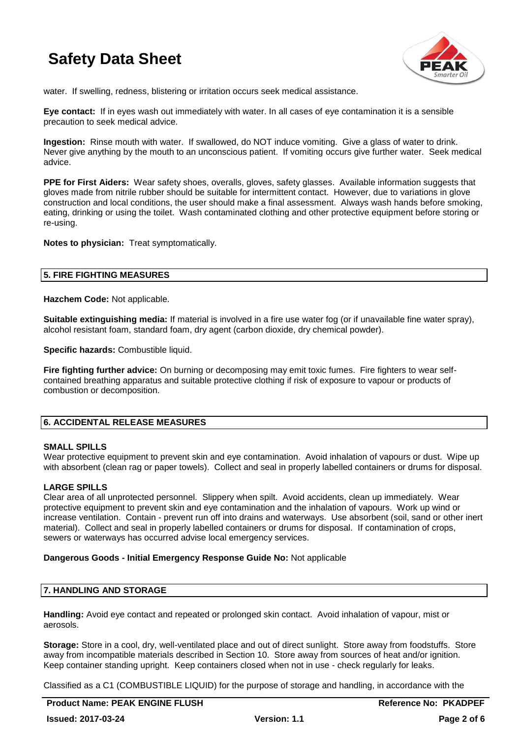water. If swelling, redness, blistering or irritation occurs seek medical assistance.

**Eye contact:** If in eyes wash out immediately with water. In all cases of eye contamination it is a sensible precaution to seek medical advice.

**Ingestion:** Rinse mouth with water. If swallowed, do NOT induce vomiting. Give a glass of water to drink. Never give anything by the mouth to an unconscious patient. If vomiting occurs give further water. Seek medical advice.

**PPE for First Aiders:** Wear safety shoes, overalls, gloves, safety glasses. Available information suggests that gloves made from nitrile rubber should be suitable for intermittent contact. However, due to variations in glove construction and local conditions, the user should make a final assessment. Always wash hands before smoking, eating, drinking or using the toilet. Wash contaminated clothing and other protective equipment before storing or re-using.

**Notes to physician:** Treat symptomatically.

## 5. FIRE FIGHTING MEASURES

**Hazchem Code:** Not applicable.

**Suitable extinguishing media:** If material is involved in a fire use water fog (or if unavailable fine water spray), alcohol resistant foam, standard foam, dry agent (carbon dioxide, dry chemical powder).

**Specific hazards:** Combustible liquid.

**Fire fighting further advice:** On burning or decomposing may emit toxic fumes. Fire fighters to wear self-contained breathing apparatus and suitable protective clothing if risk of exposure to vapour or products of combustion or decomposition.

## 6. ACCIDENTAL RELEASE MEASURES

**SMALL SPILLS**

Wear protective equipment to prevent skin and eye contamination. Avoid inhalation of vapours or dust. Wipe up with absorbent (clean rag or paper towels). Collect and seal in properly labelled containers or drums for disposal.

**LARGE SPILLS**

Clear area of all unprotected personnel. Slippery when spilt. Avoid accidents, clean up immediately. Wear protective equipment to prevent skin and eye contamination and the inhalation of vapours. Work up wind or increase ventilation. Contain - prevent run off into drains and waterways. Use absorbent (soil, sand or other inert material). Collect and seal in properly labelled containers or drums for disposal. If contamination of crops, sewers or waterways has occurred advise local emergency services.

**Dangerous Goods - Initial Emergency Response Guide No:** Not applicable

## 7. HANDLING AND STORAGE

**Handling:** Avoid eye contact and repeated or prolonged skin contact. Avoid inhalation of vapour, mist or aerosols.

**Storage:** Store in a cool, dry, well-ventilated place and out of direct sunlight. Store away from foodstuffs. Store away from incompatible materials described in Section 10. Store away from sources of heat and/or ignition. Keep container standing upright. Keep containers closed when not in use - check regularly for leaks.

Classified as a C1 (COMBUSTIBLE LIQUID) for the purpose of storage and handling, in accordance with the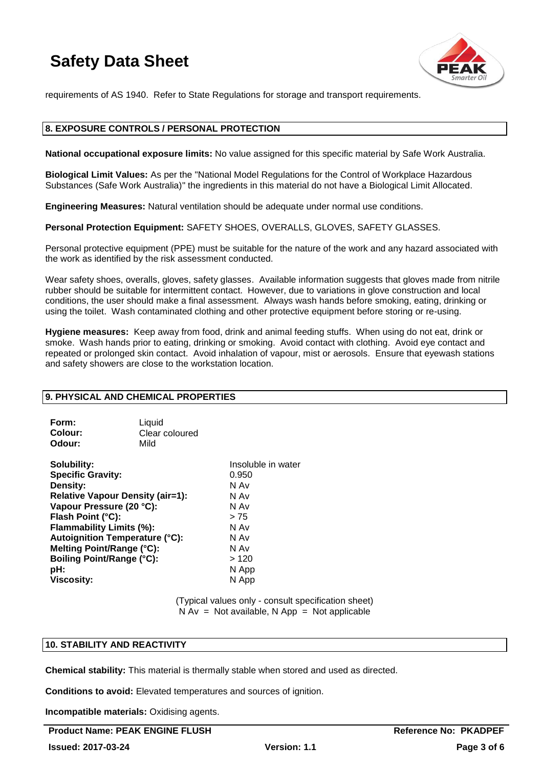requirements of AS 1940. Refer to State Regulations for storage and transport requirements.

## 8. EXPOSURE CONTROLS / PERSONAL PROTECTION

**National occupational exposure limits:** No value assigned for this specific material by Safe Work Australia.

**Biological Limit Values:** As per the "National Model Regulations for the Control of Workplace Hazardous Substances (Safe Work Australia)" the ingredients in this material do not have a Biological Limit Allocated.

**Engineering Measures:** Natural ventilation should be adequate under normal use conditions.

**Personal Protection Equipment:** SAFETY SHOES, OVERALLS, GLOVES, SAFETY GLASSES.

Personal protective equipment (PPE) must be suitable for the nature of the work and any hazard associated with the work as identified by the risk assessment conducted.

Wear safety shoes, overalls, gloves, safety glasses. Available information suggests that gloves made from nitrile rubber should be suitable for intermittent contact. However, due to variations in glove construction and local conditions, the user should make a final assessment. Always wash hands before smoking, eating, drinking or using the toilet. Wash contaminated clothing and other protective equipment before storing or re-using.

**Hygiene measures:** Keep away from food, drink and animal feeding stuffs. When using do not eat, drink or smoke. Wash hands prior to eating, drinking or smoking. Avoid contact with clothing. Avoid eye contact and repeated or prolonged skin contact. Avoid inhalation of vapour, mist or aerosols. Ensure that eyewash stations and safety showers are close to the workstation location.

## 9. PHYSICAL AND CHEMICAL PROPERTIES

| | |
|---|---|
| **Form:** | Liquid |
| **Colour:** | Clear coloured |
| **Odour:** | Mild |

| | |
|---|---|
| **Solubility:** | Insoluble in water |
| **Specific Gravity:** | 0.950 |
| **Density:** | N Av |
| **Relative Vapour Density (air=1):** | N Av |
| **Vapour Pressure (20 °C):** | N Av |
| **Flash Point (°C):** | > 75 |
| **Flammability Limits (%):** | N Av |
| **Autoignition Temperature (°C):** | N Av |
| **Melting Point/Range (°C):** | N Av |
| **Boiling Point/Range (°C):** | > 120 |
| **pH:** | N App |
| **Viscosity:** | N App |

(Typical values only - consult specification sheet)
N Av = Not available, N App = Not applicable

## 10. STABILITY AND REACTIVITY

**Chemical stability:** This material is thermally stable when stored and used as directed.

**Conditions to avoid:** Elevated temperatures and sources of ignition.

**Incompatible materials:** Oxidising agents.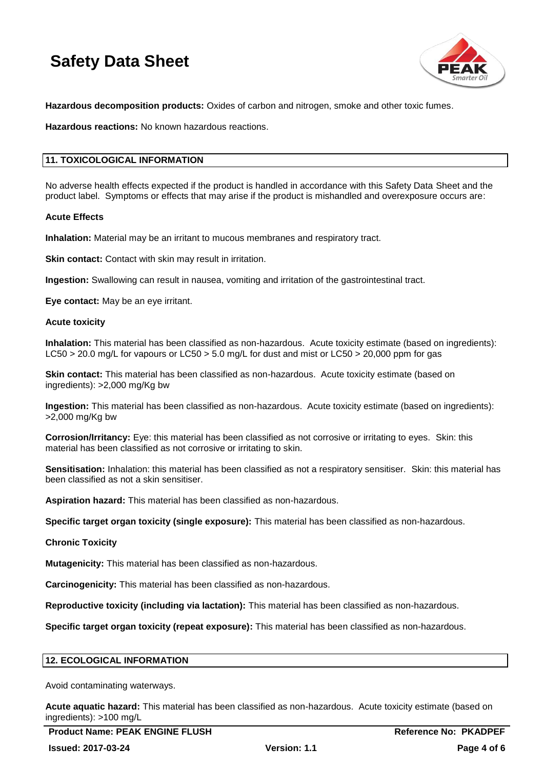**Hazardous decomposition products:** Oxides of carbon and nitrogen, smoke and other toxic fumes.

**Hazardous reactions:** No known hazardous reactions.

## 11. TOXICOLOGICAL INFORMATION

No adverse health effects expected if the product is handled in accordance with this Safety Data Sheet and the product label. Symptoms or effects that may arise if the product is mishandled and overexposure occurs are:

### Acute Effects

**Inhalation:** Material may be an irritant to mucous membranes and respiratory tract.

**Skin contact:** Contact with skin may result in irritation.

**Ingestion:** Swallowing can result in nausea, vomiting and irritation of the gastrointestinal tract.

**Eye contact:** May be an eye irritant.

### Acute toxicity

**Inhalation:** This material has been classified as non-hazardous. Acute toxicity estimate (based on ingredients): LC50 > 20.0 mg/L for vapours or LC50 > 5.0 mg/L for dust and mist or LC50 > 20,000 ppm for gas

**Skin contact:** This material has been classified as non-hazardous. Acute toxicity estimate (based on ingredients): >2,000 mg/Kg bw

**Ingestion:** This material has been classified as non-hazardous. Acute toxicity estimate (based on ingredients): >2,000 mg/Kg bw

**Corrosion/Irritancy:** Eye: this material has been classified as not corrosive or irritating to eyes. Skin: this material has been classified as not corrosive or irritating to skin.

**Sensitisation:** Inhalation: this material has been classified as not a respiratory sensitiser. Skin: this material has been classified as not a skin sensitiser.

**Aspiration hazard:** This material has been classified as non-hazardous.

**Specific target organ toxicity (single exposure):** This material has been classified as non-hazardous.

### Chronic Toxicity

**Mutagenicity:** This material has been classified as non-hazardous.

**Carcinogenicity:** This material has been classified as non-hazardous.

**Reproductive toxicity (including via lactation):** This material has been classified as non-hazardous.

**Specific target organ toxicity (repeat exposure):** This material has been classified as non-hazardous.

## 12. ECOLOGICAL INFORMATION

Avoid contaminating waterways.

**Acute aquatic hazard:** This material has been classified as non-hazardous. Acute toxicity estimate (based on ingredients): >100 mg/L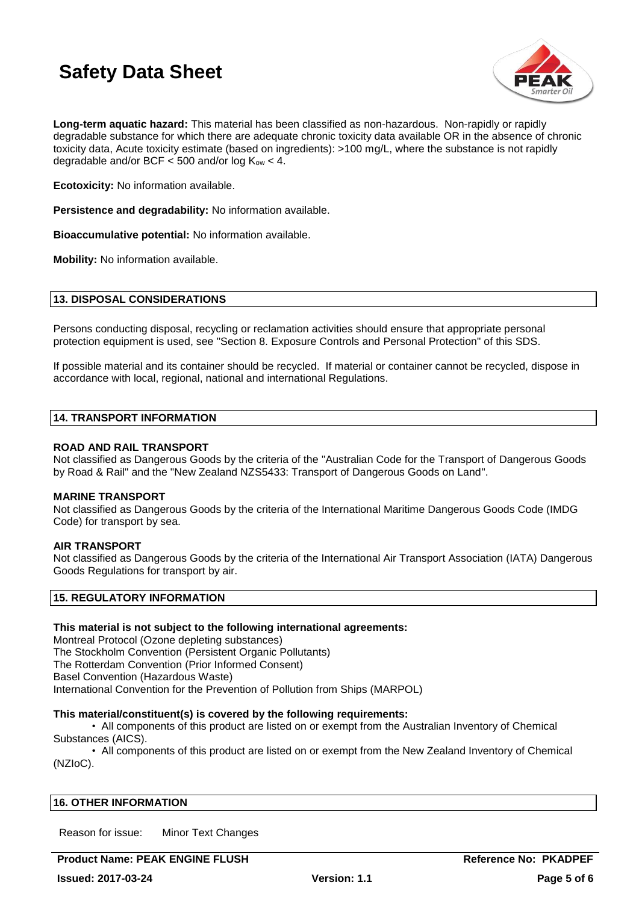**Long-term aquatic hazard:** This material has been classified as non-hazardous. Non-rapidly or rapidly degradable substance for which there are adequate chronic toxicity data available OR in the absence of chronic toxicity data, Acute toxicity estimate (based on ingredients): >100 mg/L, where the substance is not rapidly degradable and/or BCF < 500 and/or log $K_{ow}$ < 4.

**Ecotoxicity:** No information available.

**Persistence and degradability:** No information available.

**Bioaccumulative potential:** No information available.

**Mobility:** No information available.

## 13. DISPOSAL CONSIDERATIONS

Persons conducting disposal, recycling or reclamation activities should ensure that appropriate personal protection equipment is used, see "Section 8. Exposure Controls and Personal Protection" of this SDS.

If possible material and its container should be recycled. If material or container cannot be recycled, dispose in accordance with local, regional, national and international Regulations.

## 14. TRANSPORT INFORMATION

**ROAD AND RAIL TRANSPORT**
Not classified as Dangerous Goods by the criteria of the "Australian Code for the Transport of Dangerous Goods by Road & Rail" and the "New Zealand NZS5433: Transport of Dangerous Goods on Land".

**MARINE TRANSPORT**
Not classified as Dangerous Goods by the criteria of the International Maritime Dangerous Goods Code (IMDG Code) for transport by sea.

**AIR TRANSPORT**
Not classified as Dangerous Goods by the criteria of the International Air Transport Association (IATA) Dangerous Goods Regulations for transport by air.

## 15. REGULATORY INFORMATION

**This material is not subject to the following international agreements:**
Montreal Protocol (Ozone depleting substances)
The Stockholm Convention (Persistent Organic Pollutants)
The Rotterdam Convention (Prior Informed Consent)
Basel Convention (Hazardous Waste)
International Convention for the Prevention of Pollution from Ships (MARPOL)

**This material/constituent(s) is covered by the following requirements:**

- All components of this product are listed on or exempt from the Australian Inventory of Chemical Substances (AICS).
- All components of this product are listed on or exempt from the New Zealand Inventory of Chemical (NZIoC).

## 16. OTHER INFORMATION

Reason for issue: Minor Text Changes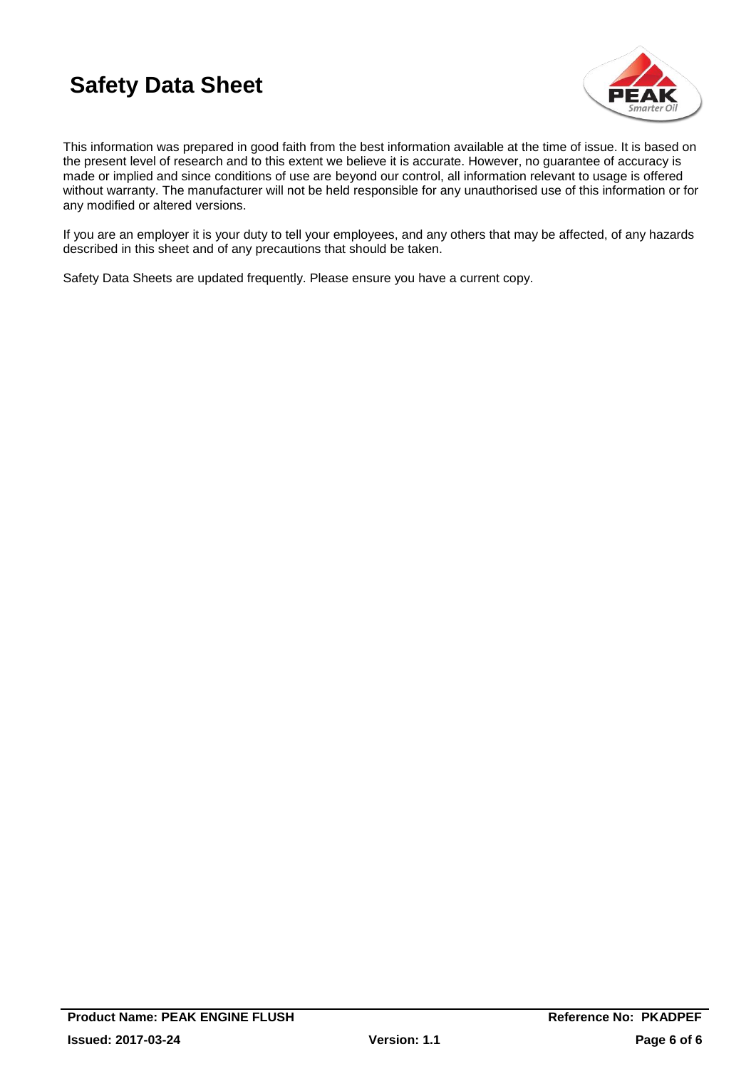This information was prepared in good faith from the best information available at the time of issue. It is based on the present level of research and to this extent we believe it is accurate. However, no guarantee of accuracy is made or implied and since conditions of use are beyond our control, all information relevant to usage is offered without warranty. The manufacturer will not be held responsible for any unauthorised use of this information or for any modified or altered versions.

If you are an employer it is your duty to tell your employees, and any others that may be affected, of any hazards described in this sheet and of any precautions that should be taken.

Safety Data Sheets are updated frequently. Please ensure you have a current copy.